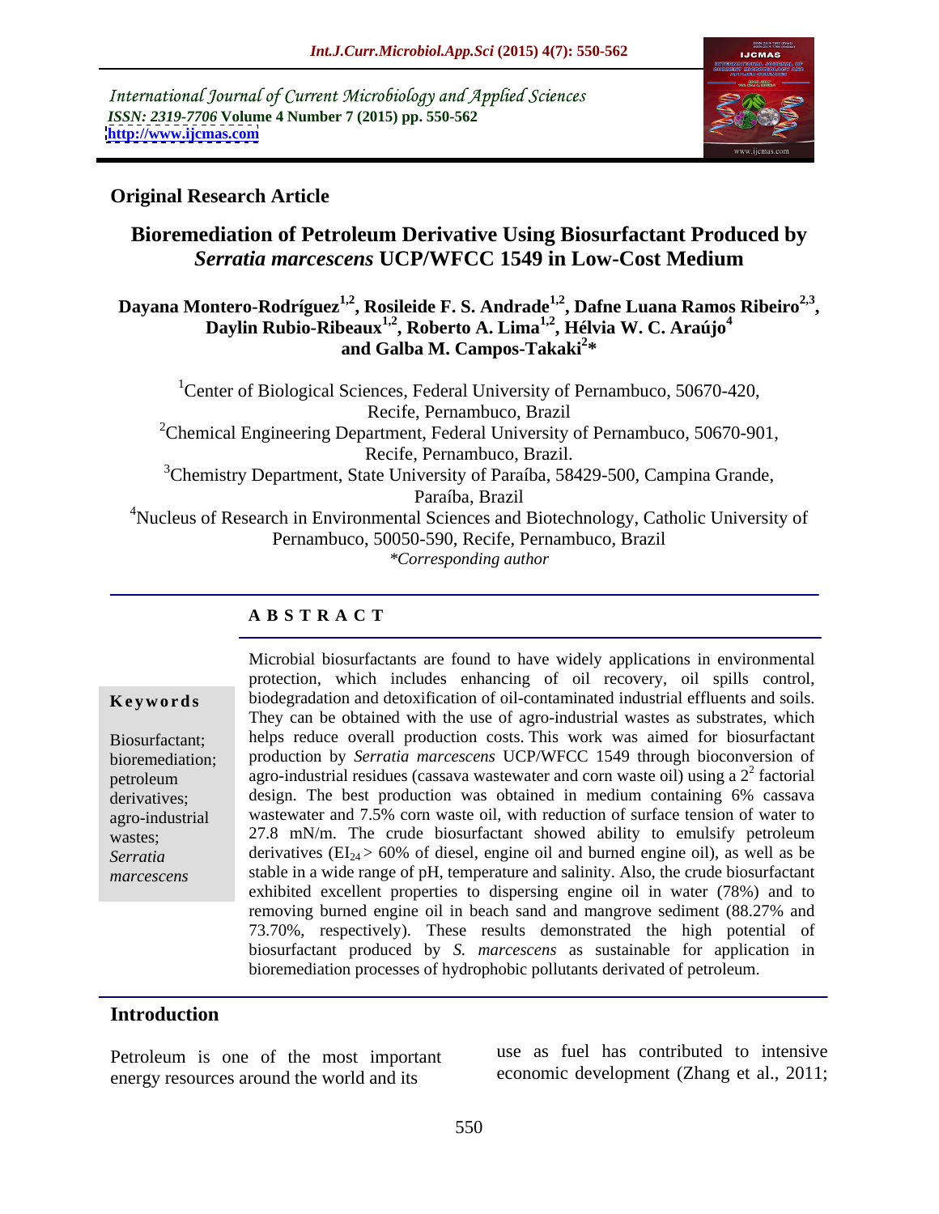International Journal of Current Microbiology and Applied Sciences
*ISSN: 2319-7706* **Volume 4 Number 7 (2015) pp. 550-562**
**http://www.ijcmas.com**

**Original Research Article**

# Bioremediation of Petroleum Derivative Using Biosurfactant Produced by *Serratia marcescens* UCP/WFCC 1549 in Low-Cost Medium

**Dayana Montero-Rodríguez[1,2], Rosileide F. S. Andrade[1,2], Dafne Luana Ramos Ribeiro[2,3], Daylin Rubio-Ribeaux[1,2], Roberto A. Lima[1,2], Hélvia W. C. Araújo[4] and Galba M. Campos-Takaki[2]\***

[1]Center of Biological Sciences, Federal University of Pernambuco, 50670-420, Recife, Pernambuco, Brazil

[2]Chemical Engineering Department, Federal University of Pernambuco, 50670-901, Recife, Pernambuco, Brazil.

[3]Chemistry Department, State University of Paraíba, 58429-500, Campina Grande, Paraíba, Brazil

[4]Nucleus of Research in Environmental Sciences and Biotechnology, Catholic University of Pernambuco, 50050-590, Recife, Pernambuco, Brazil

*\*Corresponding author*

## ABSTRACT

**Keywords**

Biosurfactant; bioremediation; petroleum derivatives; agro-industrial wastes; *Serratia marcescens*

Microbial biosurfactants are found to have widely applications in environmental protection, which includes enhancing of oil recovery, oil spills control, biodegradation and detoxification of oil-contaminated industrial effluents and soils. They can be obtained with the use of agro-industrial wastes as substrates, which helps reduce overall production costs. This work was aimed for biosurfactant production by *Serratia marcescens* UCP/WFCC 1549 through bioconversion of agro-industrial residues (cassava wastewater and corn waste oil) using a $2^2$ factorial design. The best production was obtained in medium containing 6% cassava wastewater and 7.5% corn waste oil, with reduction of surface tension of water to 27.8 mN/m. The crude biosurfactant showed ability to emulsify petroleum derivatives ($EI_{24}$ > 60% of diesel, engine oil and burned engine oil), as well as be stable in a wide range of pH, temperature and salinity. Also, the crude biosurfactant exhibited excellent properties to dispersing engine oil in water (78%) and to removing burned engine oil in beach sand and mangrove sediment (88.27% and 73.70%, respectively). These results demonstrated the high potential of biosurfactant produced by *S. marcescens* as sustainable for application in bioremediation processes of hydrophobic pollutants derivated of petroleum.

## Introduction

Petroleum is one of the most important energy resources around the world and its use as fuel has contributed to intensive economic development (Zhang et al., 2011;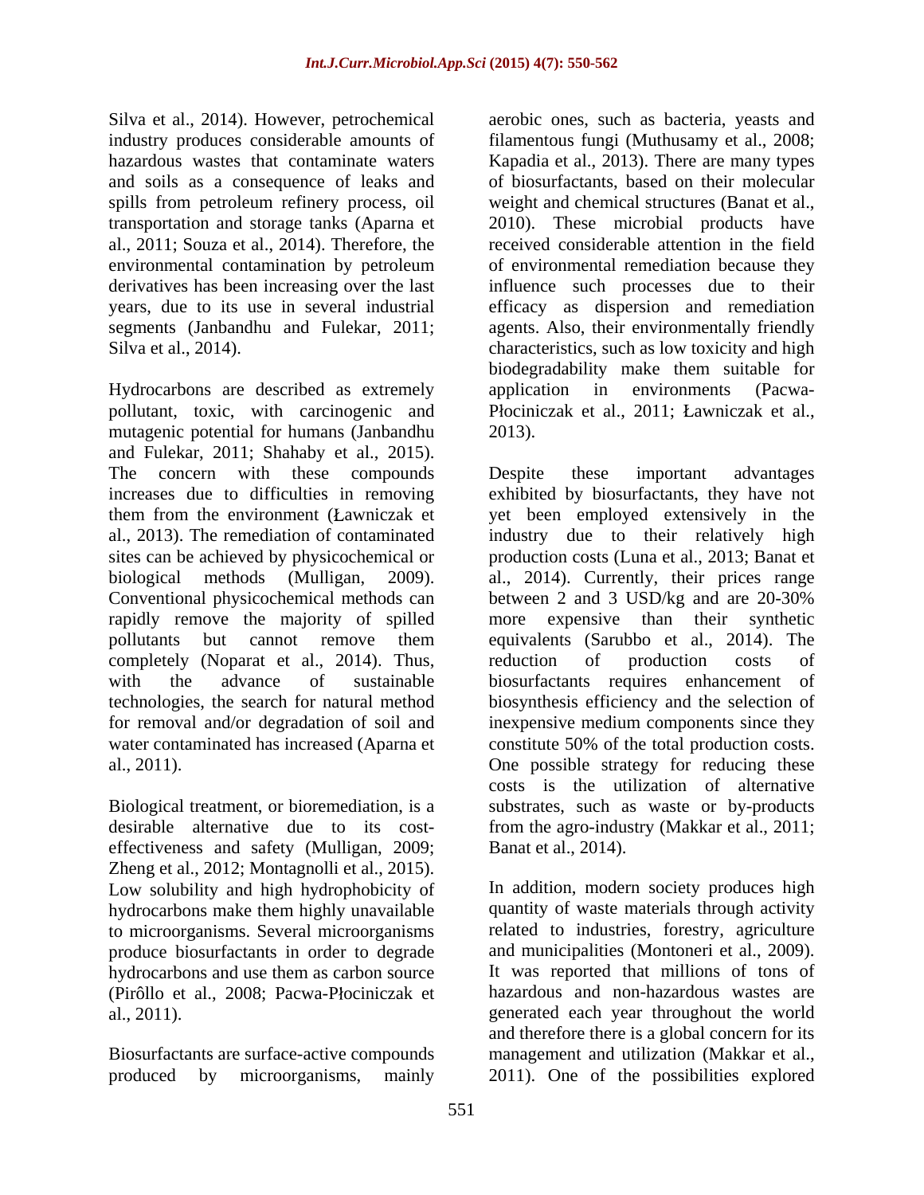Silva et al., 2014). However, petrochemical industry produces considerable amounts of hazardous wastes that contaminate waters and soils as a consequence of leaks and spills from petroleum refinery process, oil transportation and storage tanks (Aparna et al., 2011; Souza et al., 2014). Therefore, the environmental contamination by petroleum derivatives has been increasing over the last years, due to its use in several industrial segments (Janbandhu and Fulekar, 2011; Silva et al., 2014).

Hydrocarbons are described as extremely pollutant, toxic, with carcinogenic and mutagenic potential for humans (Janbandhu and Fulekar, 2011; Shahaby et al., 2015). The concern with these compounds increases due to difficulties in removing them from the environment (Ławniczak et al., 2013). The remediation of contaminated sites can be achieved by physicochemical or biological methods (Mulligan, 2009). Conventional physicochemical methods can rapidly remove the majority of spilled pollutants but cannot remove them completely (Noparat et al., 2014). Thus, with the advance of sustainable technologies, the search for natural method for removal and/or degradation of soil and water contaminated has increased (Aparna et al., 2011).

Biological treatment, or bioremediation, is a desirable alternative due to its cost-effectiveness and safety (Mulligan, 2009; Zheng et al., 2012; Montagnolli et al., 2015). Low solubility and high hydrophobicity of hydrocarbons make them highly unavailable to microorganisms. Several microorganisms produce biosurfactants in order to degrade hydrocarbons and use them as carbon source (Pirôllo et al., 2008; Pacwa-Płociniczak et al., 2011).

Biosurfactants are surface-active compounds produced by microorganisms, mainly aerobic ones, such as bacteria, yeasts and filamentous fungi (Muthusamy et al., 2008; Kapadia et al., 2013). There are many types of biosurfactants, based on their molecular weight and chemical structures (Banat et al., 2010). These microbial products have received considerable attention in the field of environmental remediation because they influence such processes due to their efficacy as dispersion and remediation agents. Also, their environmentally friendly characteristics, such as low toxicity and high biodegradability make them suitable for application in environments (Pacwa-Płociniczak et al., 2011; Ławniczak et al., 2013).

Despite these important advantages exhibited by biosurfactants, they have not yet been employed extensively in the industry due to their relatively high production costs (Luna et al., 2013; Banat et al., 2014). Currently, their prices range between 2 and 3 USD/kg and are 20-30% more expensive than their synthetic equivalents (Sarubbo et al., 2014). The reduction of production costs of biosurfactants requires enhancement of biosynthesis efficiency and the selection of inexpensive medium components since they constitute 50% of the total production costs. One possible strategy for reducing these costs is the utilization of alternative substrates, such as waste or by-products from the agro-industry (Makkar et al., 2011; Banat et al., 2014).

In addition, modern society produces high quantity of waste materials through activity related to industries, forestry, agriculture and municipalities (Montoneri et al., 2009). It was reported that millions of tons of hazardous and non-hazardous wastes are generated each year throughout the world and therefore there is a global concern for its management and utilization (Makkar et al., 2011). One of the possibilities explored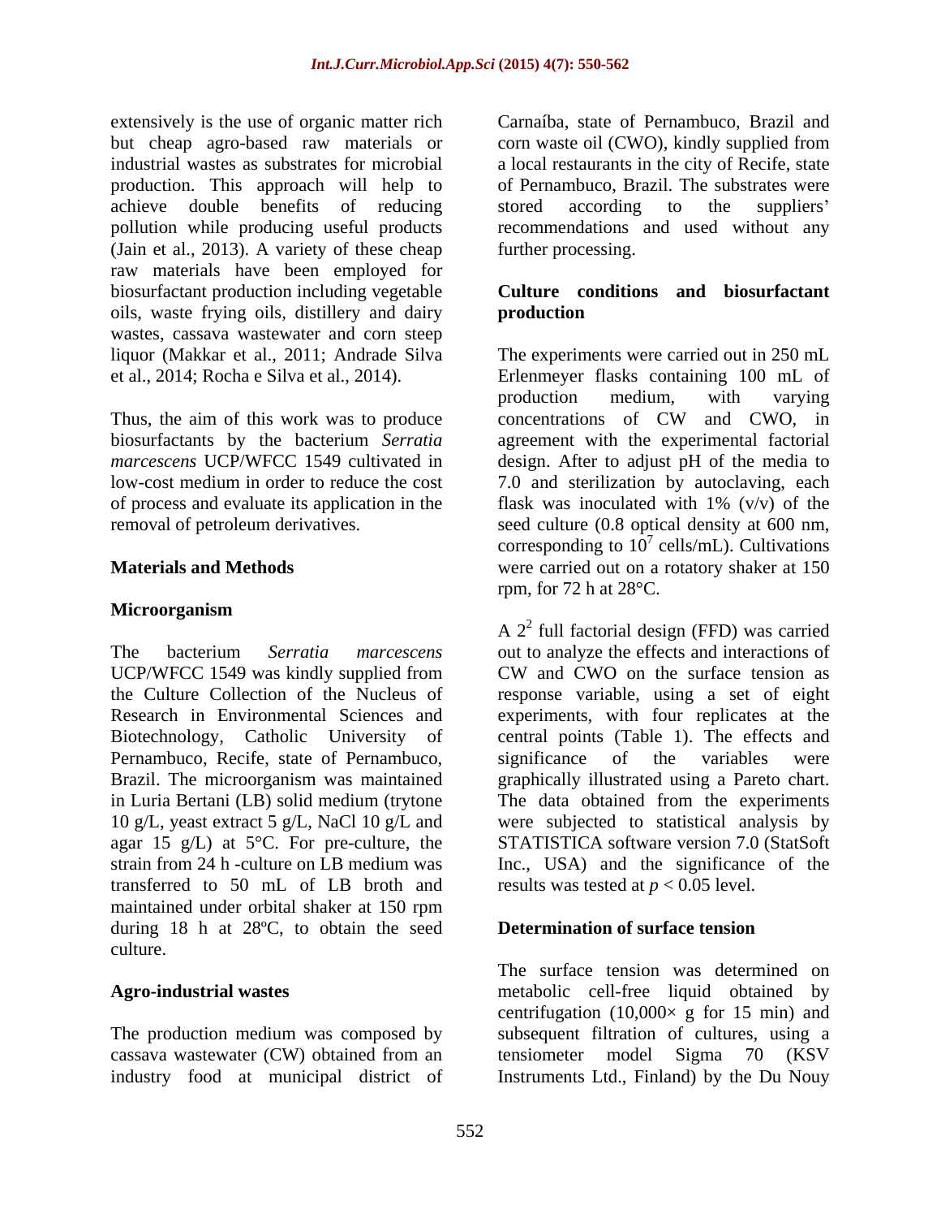extensively is the use of organic matter rich but cheap agro-based raw materials or industrial wastes as substrates for microbial production. This approach will help to achieve double benefits of reducing pollution while producing useful products (Jain et al., 2013). A variety of these cheap raw materials have been employed for biosurfactant production including vegetable oils, waste frying oils, distillery and dairy wastes, cassava wastewater and corn steep liquor (Makkar et al., 2011; Andrade Silva et al., 2014; Rocha e Silva et al., 2014).

Thus, the aim of this work was to produce biosurfactants by the bacterium *Serratia marcescens* UCP/WFCC 1549 cultivated in low-cost medium in order to reduce the cost of process and evaluate its application in the removal of petroleum derivatives.

## Materials and Methods

### Microorganism

The bacterium *Serratia marcescens* UCP/WFCC 1549 was kindly supplied from the Culture Collection of the Nucleus of Research in Environmental Sciences and Biotechnology, Catholic University of Pernambuco, Recife, state of Pernambuco, Brazil. The microorganism was maintained in Luria Bertani (LB) solid medium (trytone 10 g/L, yeast extract 5 g/L, NaCl 10 g/L and agar 15 g/L) at 5°C. For pre-culture, the strain from 24 h -culture on LB medium was transferred to 50 mL of LB broth and maintained under orbital shaker at 150 rpm during 18 h at 28ºC, to obtain the seed culture.

### Agro-industrial wastes

The production medium was composed by cassava wastewater (CW) obtained from an industry food at municipal district of Carnaíba, state of Pernambuco, Brazil and corn waste oil (CWO), kindly supplied from a local restaurants in the city of Recife, state of Pernambuco, Brazil. The substrates were stored according to the suppliers' recommendations and used without any further processing.

### Culture conditions and biosurfactant production

The experiments were carried out in 250 mL Erlenmeyer flasks containing 100 mL of production medium, with varying concentrations of CW and CWO, in agreement with the experimental factorial design. After to adjust pH of the media to 7.0 and sterilization by autoclaving, each flask was inoculated with 1% (v/v) of the seed culture (0.8 optical density at 600 nm, corresponding to $10^7$ cells/mL). Cultivations were carried out on a rotatory shaker at 150 rpm, for 72 h at 28°C.

A $2^2$ full factorial design (FFD) was carried out to analyze the effects and interactions of CW and CWO on the surface tension as response variable, using a set of eight experiments, with four replicates at the central points (Table 1). The effects and significance of the variables were graphically illustrated using a Pareto chart. The data obtained from the experiments were subjected to statistical analysis by STATISTICA software version 7.0 (StatSoft Inc., USA) and the significance of the results was tested at $p < 0.05$ level.

### Determination of surface tension

The surface tension was determined on metabolic cell-free liquid obtained by centrifugation (10,000× g for 15 min) and subsequent filtration of cultures, using a tensiometer model Sigma 70 (KSV Instruments Ltd., Finland) by the Du Nouy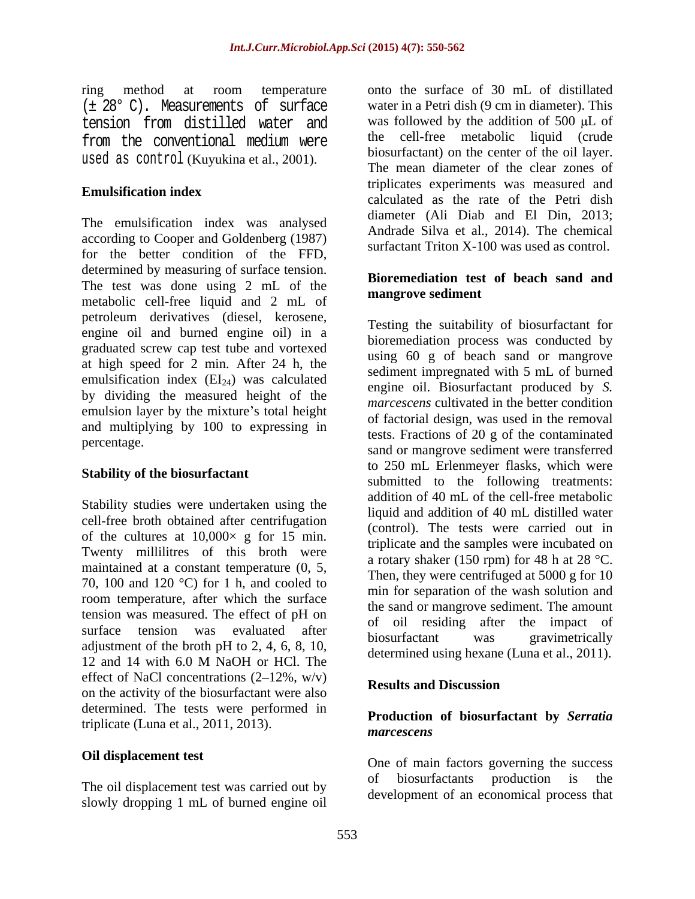ring method at room temperature (± 28° C). Measurements of surface tension from distilled water and from the conventional medium were used as control (Kuyukina et al., 2001).

### Emulsification index

The emulsification index was analysed according to Cooper and Goldenberg (1987) for the better condition of the FFD, determined by measuring of surface tension. The test was done using 2 mL of the metabolic cell-free liquid and 2 mL of petroleum derivatives (diesel, kerosene, engine oil and burned engine oil) in a graduated screw cap test tube and vortexed at high speed for 2 min. After 24 h, the emulsification index ($EI_{24}$) was calculated by dividing the measured height of the emulsion layer by the mixture's total height and multiplying by 100 to expressing in percentage.

### Stability of the biosurfactant

Stability studies were undertaken using the cell-free broth obtained after centrifugation of the cultures at 10,000× g for 15 min. Twenty millilitres of this broth were maintained at a constant temperature (0, 5, 70, 100 and 120 °C) for 1 h, and cooled to room temperature, after which the surface tension was measured. The effect of pH on surface tension was evaluated after adjustment of the broth pH to 2, 4, 6, 8, 10, 12 and 14 with 6.0 M NaOH or HCl. The effect of NaCl concentrations (2–12%, w/v) on the activity of the biosurfactant were also determined. The tests were performed in triplicate (Luna et al., 2011, 2013).

### Oil displacement test

The oil displacement test was carried out by slowly dropping 1 mL of burned engine oil onto the surface of 30 mL of distillated water in a Petri dish (9 cm in diameter). This was followed by the addition of 500 μL of the cell-free metabolic liquid (crude biosurfactant) on the center of the oil layer. The mean diameter of the clear zones of triplicates experiments was measured and calculated as the rate of the Petri dish diameter (Ali Diab and El Din, 2013; Andrade Silva et al., 2014). The chemical surfactant Triton X-100 was used as control.

### Bioremediation test of beach sand and mangrove sediment

Testing the suitability of biosurfactant for bioremediation process was conducted by using 60 g of beach sand or mangrove sediment impregnated with 5 mL of burned engine oil. Biosurfactant produced by *S. marcescens* cultivated in the better condition of factorial design, was used in the removal tests. Fractions of 20 g of the contaminated sand or mangrove sediment were transferred to 250 mL Erlenmeyer flasks, which were submitted to the following treatments: addition of 40 mL of the cell-free metabolic liquid and addition of 40 mL distilled water (control). The tests were carried out in triplicate and the samples were incubated on a rotary shaker (150 rpm) for 48 h at 28 °C. Then, they were centrifuged at 5000 g for 10 min for separation of the wash solution and the sand or mangrove sediment. The amount of oil residing after the impact of biosurfactant was gravimetrically determined using hexane (Luna et al., 2011).

## Results and Discussion

### Production of biosurfactant by *Serratia marcescens*

One of main factors governing the success of biosurfactants production is the development of an economical process that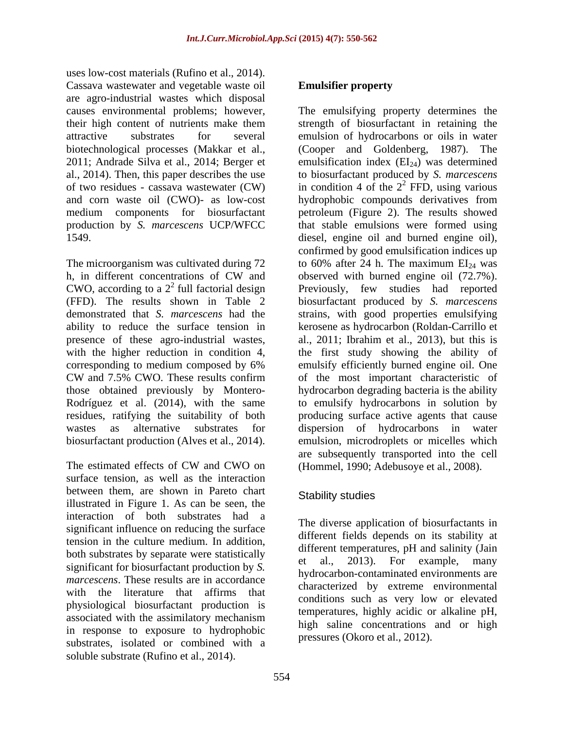uses low-cost materials (Rufino et al., 2014). Cassava wastewater and vegetable waste oil are agro-industrial wastes which disposal causes environmental problems; however, their high content of nutrients make them attractive substrates for several biotechnological processes (Makkar et al., 2011; Andrade Silva et al., 2014; Berger et al., 2014). Then, this paper describes the use of two residues - cassava wastewater (CW) and corn waste oil (CWO)- as low-cost medium components for biosurfactant production by *S. marcescens* UCP/WFCC 1549.

The microorganism was cultivated during 72 h, in different concentrations of CW and CWO, according to a $2^2$ full factorial design (FFD). The results shown in Table 2 demonstrated that *S. marcescens* had the ability to reduce the surface tension in presence of these agro-industrial wastes, with the higher reduction in condition 4, corresponding to medium composed by 6% CW and 7.5% CWO. These results confirm those obtained previously by Montero-Rodríguez et al. (2014), with the same residues, ratifying the suitability of both wastes as alternative substrates for biosurfactant production (Alves et al., 2014).

The estimated effects of CW and CWO on surface tension, as well as the interaction between them, are shown in Pareto chart illustrated in Figure 1. As can be seen, the interaction of both substrates had a significant influence on reducing the surface tension in the culture medium. In addition, both substrates by separate were statistically significant for biosurfactant production by *S. marcescens*. These results are in accordance with the literature that affirms that physiological biosurfactant production is associated with the assimilatory mechanism in response to exposure to hydrophobic substrates, isolated or combined with a soluble substrate (Rufino et al., 2014).

**Emulsifier property**

The emulsifying property determines the strength of biosurfactant in retaining the emulsion of hydrocarbons or oils in water (Cooper and Goldenberg, 1987). The emulsification index ($EI_{24}$) was determined to biosurfactant produced by *S. marcescens* in condition 4 of the $2^2$ FFD, using various hydrophobic compounds derivatives from petroleum (Figure 2). The results showed that stable emulsions were formed using diesel, engine oil and burned engine oil), confirmed by good emulsification indices up to 60% after 24 h. The maximum $EI_{24}$ was observed with burned engine oil (72.7%). Previously, few studies had reported biosurfactant produced by *S. marcescens* strains, with good properties emulsifying kerosene as hydrocarbon (Roldan-Carrillo et al., 2011; Ibrahim et al., 2013), but this is the first study showing the ability of emulsify efficiently burned engine oil. One of the most important characteristic of hydrocarbon degrading bacteria is the ability to emulsify hydrocarbons in solution by producing surface active agents that cause dispersion of hydrocarbons in water emulsion, microdroplets or micelles which are subsequently transported into the cell (Hommel, 1990; Adebusoye et al., 2008).

Stability studies

The diverse application of biosurfactants in different fields depends on its stability at different temperatures, pH and salinity (Jain et al., 2013). For example, many hydrocarbon-contaminated environments are characterized by extreme environmental conditions such as very low or elevated temperatures, highly acidic or alkaline pH, high saline concentrations and or high pressures (Okoro et al., 2012).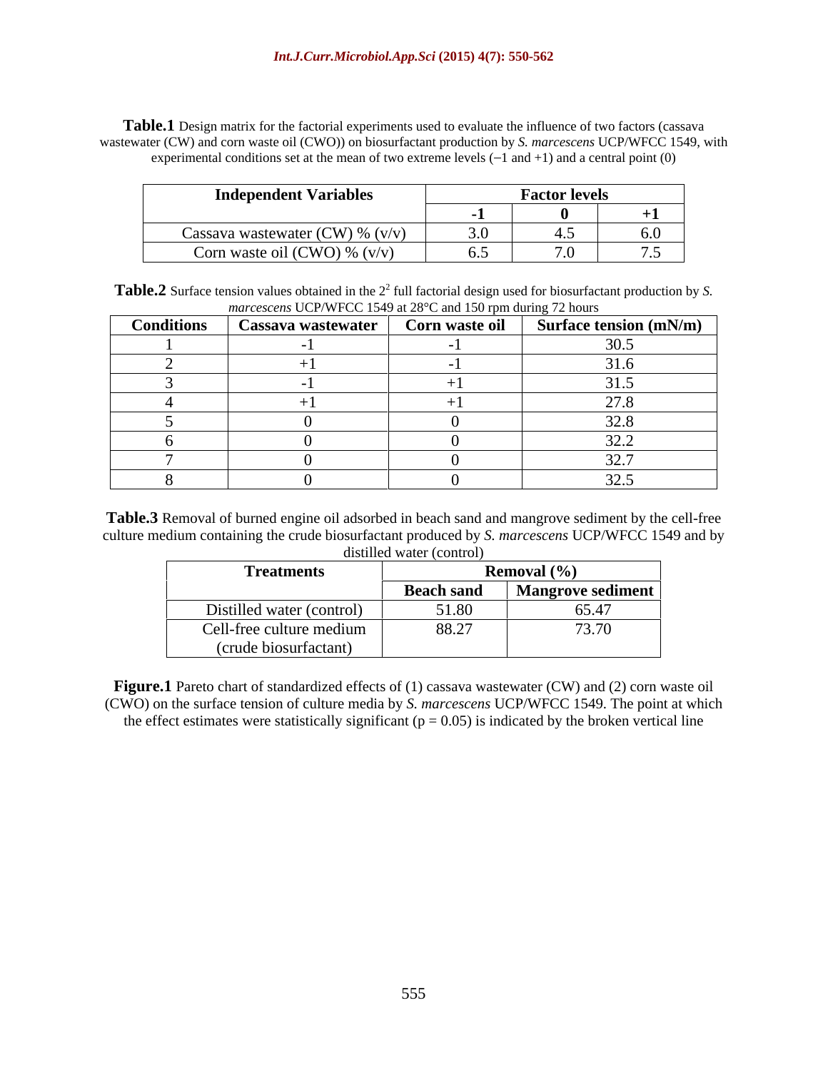**Table.1** Design matrix for the factorial experiments used to evaluate the influence of two factors (cassava wastewater (CW) and corn waste oil (CWO)) on biosurfactant production by *S. marcescens* UCP/WFCC 1549, with experimental conditions set at the mean of two extreme levels (−1 and +1) and a central point (0)

| Independent Variables | Factor levels | | |
|---|---|---|---|
| | **-1** | **0** | **+1** |
| Cassava wastewater (CW) % (v/v) | 3.0 | 4.5 | 6.0 |
| Corn waste oil (CWO) % (v/v) | 6.5 | 7.0 | 7.5 |

**Table.2** Surface tension values obtained in the $2^2$ full factorial design used for biosurfactant production by *S. marcescens* UCP/WFCC 1549 at 28°C and 150 rpm during 72 hours

| Conditions | Cassava wastewater | Corn waste oil | Surface tension (mN/m) |
|---|---|---|---|
| 1 | -1 | -1 | 30.5 |
| 2 | +1 | -1 | 31.6 |
| 3 | -1 | +1 | 31.5 |
| 4 | +1 | +1 | 27.8 |
| 5 | 0 | 0 | 32.8 |
| 6 | 0 | 0 | 32.2 |
| 7 | 0 | 0 | 32.7 |
| 8 | 0 | 0 | 32.5 |

**Table.3** Removal of burned engine oil adsorbed in beach sand and mangrove sediment by the cell-free culture medium containing the crude biosurfactant produced by *S. marcescens* UCP/WFCC 1549 and by distilled water (control)

| Treatments | Removal (%) | |
|---|---|---|
| | **Beach sand** | **Mangrove sediment** |
| Distilled water (control) | 51.80 | 65.47 |
| Cell-free culture medium (crude biosurfactant) | 88.27 | 73.70 |

**Figure.1** Pareto chart of standardized effects of (1) cassava wastewater (CW) and (2) corn waste oil (CWO) on the surface tension of culture media by *S. marcescens* UCP/WFCC 1549. The point at which the effect estimates were statistically significant ($p = 0.05$) is indicated by the broken vertical line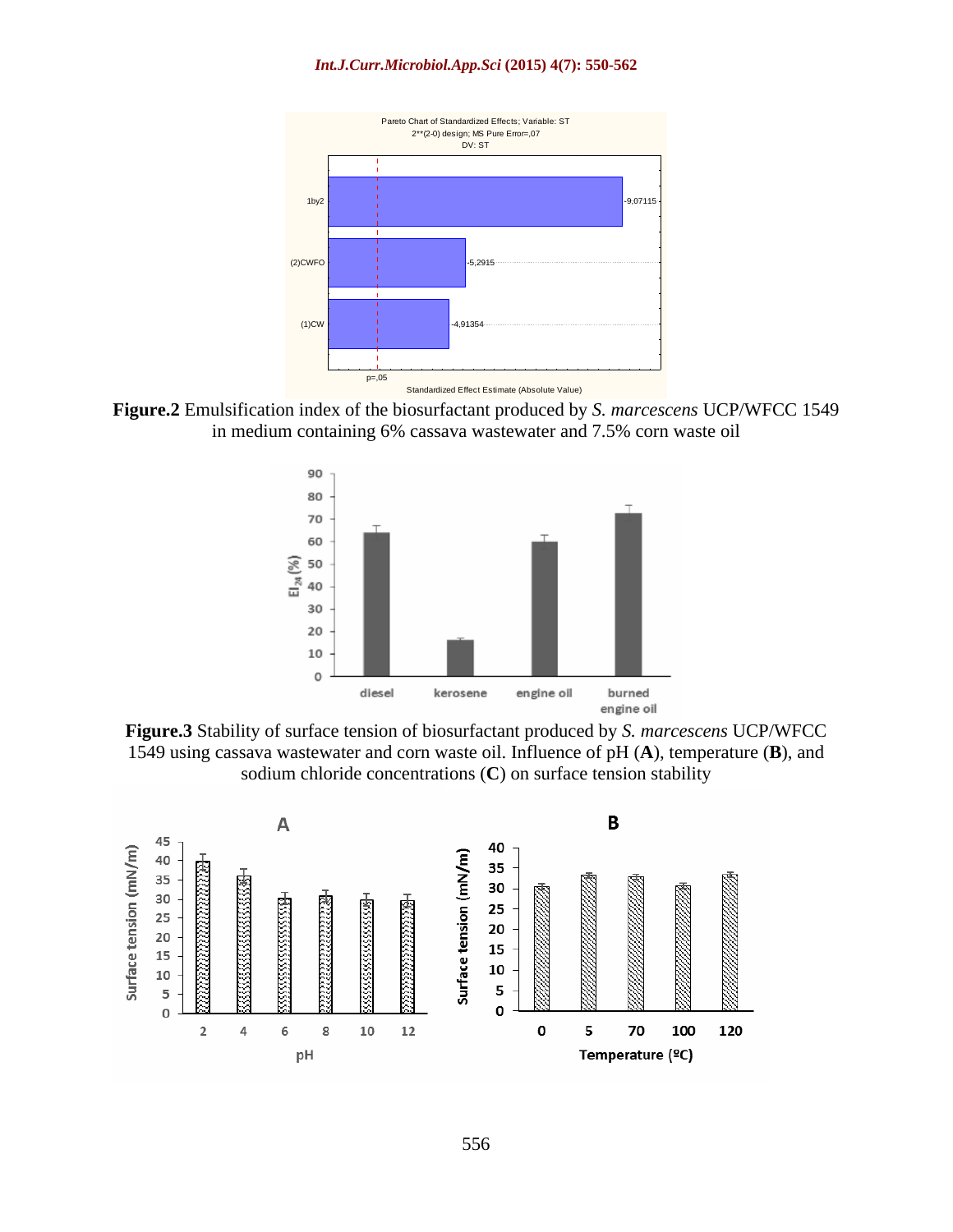Pareto Chart of Standardized Effects; Variable: ST
2**(2-0) design; MS Pure Error=,07
DV: ST

| Effect | Standardized Effect Estimate |
| --- | --- |
| 1by2 | -9,07115 |
| (2)CWFO | -5,2915 |
| (1)CW | -4,91354 |

p=,05

Standardized Effect Estimate (Absolute Value)

**Figure.2** Emulsification index of the biosurfactant produced by *S. marcescens* UCP/WFCC 1549 in medium containing 6% cassava wastewater and 7.5% corn waste oil

$EI_{24}$ (%)

diesel, kerosene, engine oil, burned engine oil

**Figure.3** Stability of surface tension of biosurfactant produced by *S. marcescens* UCP/WFCC 1549 using cassava wastewater and corn waste oil. Influence of pH (**A**), temperature (**B**), and sodium chloride concentrations (**C**) on surface tension stability

A — Surface tension (mN/m) vs. pH (2, 4, 6, 8, 10, 12)

B — Surface tension (mN/m) vs. Temperature (ºC) (0, 5, 70, 100, 120)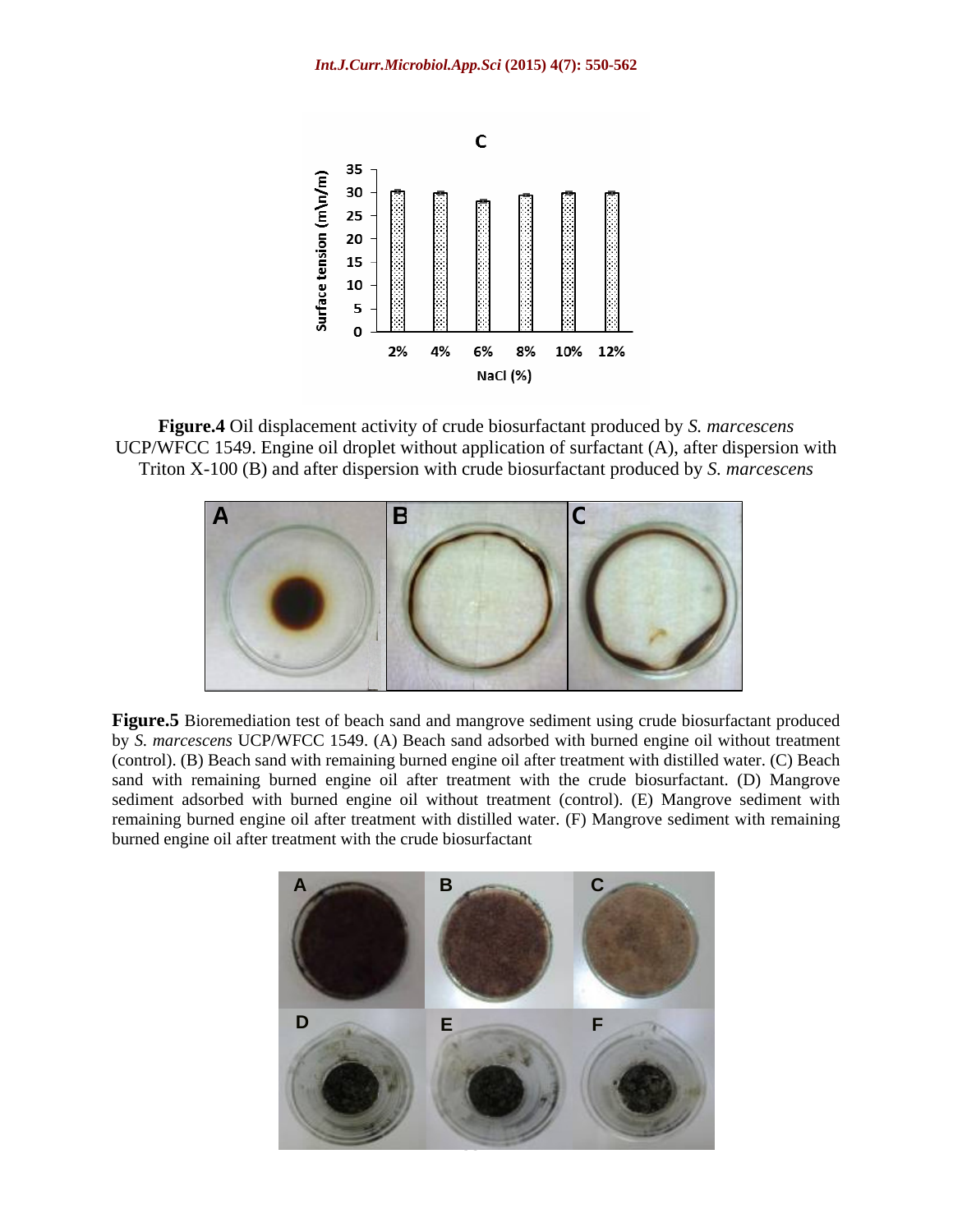**Figure.4** Oil displacement activity of crude biosurfactant produced by *S. marcescens* UCP/WFCC 1549. Engine oil droplet without application of surfactant (A), after dispersion with Triton X-100 (B) and after dispersion with crude biosurfactant produced by *S. marcescens*

**Figure.5** Bioremediation test of beach sand and mangrove sediment using crude biosurfactant produced by *S. marcescens* UCP/WFCC 1549. (A) Beach sand adsorbed with burned engine oil without treatment (control). (B) Beach sand with remaining burned engine oil after treatment with distilled water. (C) Beach sand with remaining burned engine oil after treatment with the crude biosurfactant. (D) Mangrove sediment adsorbed with burned engine oil without treatment (control). (E) Mangrove sediment with remaining burned engine oil after treatment with distilled water. (F) Mangrove sediment with remaining burned engine oil after treatment with the crude biosurfactant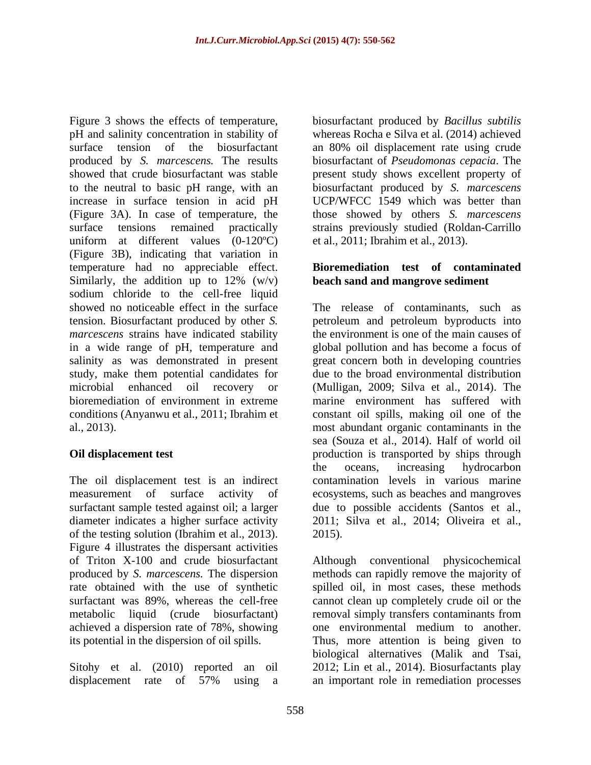Figure 3 shows the effects of temperature, pH and salinity concentration in stability of surface tension of the biosurfactant produced by *S. marcescens.* The results showed that crude biosurfactant was stable to the neutral to basic pH range, with an increase in surface tension in acid pH (Figure 3A). In case of temperature, the surface tensions remained practically uniform at different values (0-120ºC) (Figure 3B), indicating that variation in temperature had no appreciable effect. Similarly, the addition up to 12% (w/v) sodium chloride to the cell-free liquid showed no noticeable effect in the surface tension. Biosurfactant produced by other *S. marcescens* strains have indicated stability in a wide range of pH, temperature and salinity as was demonstrated in present study, make them potential candidates for microbial enhanced oil recovery or bioremediation of environment in extreme conditions (Anyanwu et al., 2011; Ibrahim et al., 2013).

## Oil displacement test

The oil displacement test is an indirect measurement of surface activity of surfactant sample tested against oil; a larger diameter indicates a higher surface activity of the testing solution (Ibrahim et al., 2013). Figure 4 illustrates the dispersant activities of Triton X-100 and crude biosurfactant produced by *S. marcescens.* The dispersion rate obtained with the use of synthetic surfactant was 89%, whereas the cell-free metabolic liquid (crude biosurfactant) achieved a dispersion rate of 78%, showing its potential in the dispersion of oil spills.

Sitohy et al. (2010) reported an oil displacement rate of 57% using a biosurfactant produced by *Bacillus subtilis* whereas Rocha e Silva et al. (2014) achieved an 80% oil displacement rate using crude biosurfactant of *Pseudomonas cepacia*. The present study shows excellent property of biosurfactant produced by *S. marcescens* UCP/WFCC 1549 which was better than those showed by others *S. marcescens* strains previously studied (Roldan-Carrillo et al., 2011; Ibrahim et al., 2013).

## Bioremediation test of contaminated beach sand and mangrove sediment

The release of contaminants, such as petroleum and petroleum byproducts into the environment is one of the main causes of global pollution and has become a focus of great concern both in developing countries due to the broad environmental distribution (Mulligan, 2009; Silva et al., 2014). The marine environment has suffered with constant oil spills, making oil one of the most abundant organic contaminants in the sea (Souza et al., 2014). Half of world oil production is transported by ships through the oceans, increasing hydrocarbon contamination levels in various marine ecosystems, such as beaches and mangroves due to possible accidents (Santos et al., 2011; Silva et al., 2014; Oliveira et al., 2015).

Although conventional physicochemical methods can rapidly remove the majority of spilled oil, in most cases, these methods cannot clean up completely crude oil or the removal simply transfers contaminants from one environmental medium to another. Thus, more attention is being given to biological alternatives (Malik and Tsai, 2012; Lin et al., 2014). Biosurfactants play an important role in remediation processes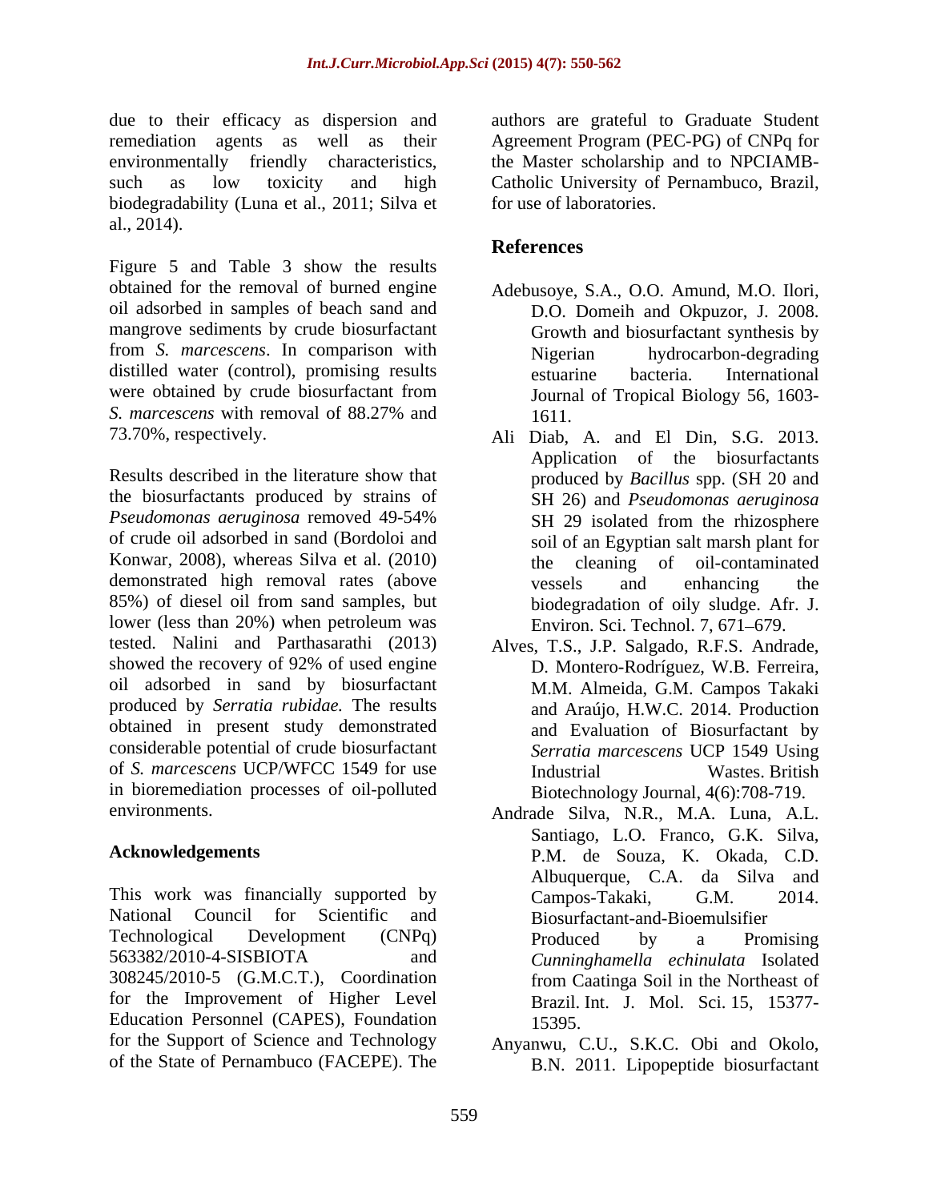due to their efficacy as dispersion and remediation agents as well as their environmentally friendly characteristics, such as low toxicity and high biodegradability (Luna et al., 2011; Silva et al., 2014).

Figure 5 and Table 3 show the results obtained for the removal of burned engine oil adsorbed in samples of beach sand and mangrove sediments by crude biosurfactant from *S. marcescens*. In comparison with distilled water (control), promising results were obtained by crude biosurfactant from *S. marcescens* with removal of 88.27% and 73.70%, respectively.

Results described in the literature show that the biosurfactants produced by strains of *Pseudomonas aeruginosa* removed 49-54% of crude oil adsorbed in sand (Bordoloi and Konwar, 2008), whereas Silva et al. (2010) demonstrated high removal rates (above 85%) of diesel oil from sand samples, but lower (less than 20%) when petroleum was tested. Nalini and Parthasarathi (2013) showed the recovery of 92% of used engine oil adsorbed in sand by biosurfactant produced by *Serratia rubidae.* The results obtained in present study demonstrated considerable potential of crude biosurfactant of *S. marcescens* UCP/WFCC 1549 for use in bioremediation processes of oil-polluted environments.

## Acknowledgements

This work was financially supported by National Council for Scientific and Technological Development (CNPq) 563382/2010-4-SISBIOTA and 308245/2010-5 (G.M.C.T.), Coordination for the Improvement of Higher Level Education Personnel (CAPES), Foundation for the Support of Science and Technology of the State of Pernambuco (FACEPE). The authors are grateful to Graduate Student Agreement Program (PEC-PG) of CNPq for the Master scholarship and to NPCIAMB-Catholic University of Pernambuco, Brazil, for use of laboratories.

## References

Adebusoye, S.A., O.O. Amund, M.O. Ilori, D.O. Domeih and Okpuzor, J. 2008. Growth and biosurfactant synthesis by Nigerian hydrocarbon-degrading estuarine bacteria. International Journal of Tropical Biology 56, 1603-1611.

Ali Diab, A. and El Din, S.G. 2013. Application of the biosurfactants produced by *Bacillus* spp. (SH 20 and SH 26) and *Pseudomonas aeruginosa* SH 29 isolated from the rhizosphere soil of an Egyptian salt marsh plant for the cleaning of oil-contaminated vessels and enhancing the biodegradation of oily sludge. Afr. J. Environ. Sci. Technol. 7, 671–679.

Alves, T.S., J.P. Salgado, R.F.S. Andrade, D. Montero-Rodríguez, W.B. Ferreira, M.M. Almeida, G.M. Campos Takaki and Araújo, H.W.C. 2014. Production and Evaluation of Biosurfactant by *Serratia marcescens* UCP 1549 Using Industrial Wastes. British Biotechnology Journal, 4(6):708-719.

Andrade Silva, N.R., M.A. Luna, A.L. Santiago, L.O. Franco, G.K. Silva, P.M. de Souza, K. Okada, C.D. Albuquerque, C.A. da Silva and Campos-Takaki, G.M. 2014. Biosurfactant-and-Bioemulsifier Produced by a Promising *Cunninghamella echinulata* Isolated from Caatinga Soil in the Northeast of Brazil. Int. J. Mol. Sci. 15, 15377-15395.

Anyanwu, C.U., S.K.C. Obi and Okolo, B.N. 2011. Lipopeptide biosurfactant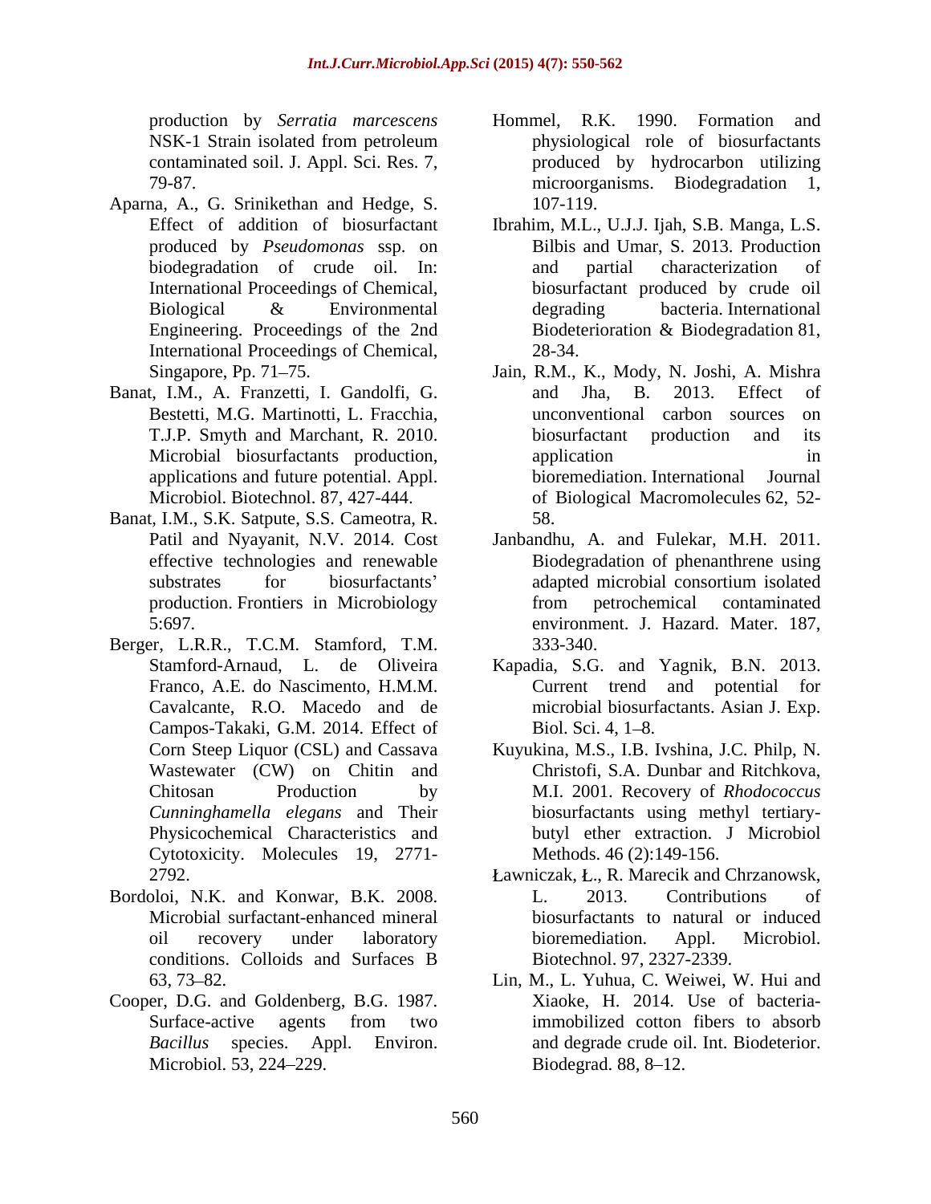production by *Serratia marcescens* NSK-1 Strain isolated from petroleum contaminated soil. J. Appl. Sci. Res. 7, 79-87.

Aparna, A., G. Srinikethan and Hedge, S. Effect of addition of biosurfactant produced by *Pseudomonas* ssp. on biodegradation of crude oil. In: International Proceedings of Chemical, Biological & Environmental Engineering. Proceedings of the 2nd International Proceedings of Chemical, Singapore, Pp. 71–75.

Banat, I.M., A. Franzetti, I. Gandolfi, G. Bestetti, M.G. Martinotti, L. Fracchia, T.J.P. Smyth and Marchant, R. 2010. Microbial biosurfactants production, applications and future potential. Appl. Microbiol. Biotechnol. 87, 427-444.

Banat, I.M., S.K. Satpute, S.S. Cameotra, R. Patil and Nyayanit, N.V. 2014. Cost effective technologies and renewable substrates for biosurfactants' production. Frontiers in Microbiology 5:697.

Berger, L.R.R., T.C.M. Stamford, T.M. Stamford-Arnaud, L. de Oliveira Franco, A.E. do Nascimento, H.M.M. Cavalcante, R.O. Macedo and de Campos-Takaki, G.M. 2014. Effect of Corn Steep Liquor (CSL) and Cassava Wastewater (CW) on Chitin and Chitosan Production by *Cunninghamella elegans* and Their Physicochemical Characteristics and Cytotoxicity. Molecules 19, 2771-2792.

Bordoloi, N.K. and Konwar, B.K. 2008. Microbial surfactant-enhanced mineral oil recovery under laboratory conditions. Colloids and Surfaces B 63, 73–82.

Cooper, D.G. and Goldenberg, B.G. 1987. Surface-active agents from two *Bacillus* species. Appl. Environ. Microbiol. 53, 224–229.

Hommel, R.K. 1990. Formation and physiological role of biosurfactants produced by hydrocarbon utilizing microorganisms. Biodegradation 1, 107-119.

Ibrahim, M.L., U.J.J. Ijah, S.B. Manga, L.S. Bilbis and Umar, S. 2013. Production and partial characterization of biosurfactant produced by crude oil degrading bacteria. International Biodeterioration & Biodegradation 81, 28-34.

Jain, R.M., K., Mody, N. Joshi, A. Mishra and Jha, B. 2013. Effect of unconventional carbon sources on biosurfactant production and its application in bioremediation. International Journal of Biological Macromolecules 62, 52-58.

Janbandhu, A. and Fulekar, M.H. 2011. Biodegradation of phenanthrene using adapted microbial consortium isolated from petrochemical contaminated environment. J. Hazard. Mater. 187, 333-340.

Kapadia, S.G. and Yagnik, B.N. 2013. Current trend and potential for microbial biosurfactants. Asian J. Exp. Biol. Sci. 4, 1–8.

Kuyukina, M.S., I.B. Ivshina, J.C. Philp, N. Christofi, S.A. Dunbar and Ritchkova, M.I. 2001. Recovery of *Rhodococcus* biosurfactants using methyl tertiary-butyl ether extraction. J Microbiol Methods. 46 (2):149-156.

Ławniczak, Ł., R. Marecik and Chrzanowsk, L. 2013. Contributions of biosurfactants to natural or induced bioremediation. Appl. Microbiol. Biotechnol. 97, 2327-2339.

Lin, M., L. Yuhua, C. Weiwei, W. Hui and Xiaoke, H. 2014. Use of bacteria-immobilized cotton fibers to absorb and degrade crude oil. Int. Biodeterior. Biodegrad. 88, 8–12.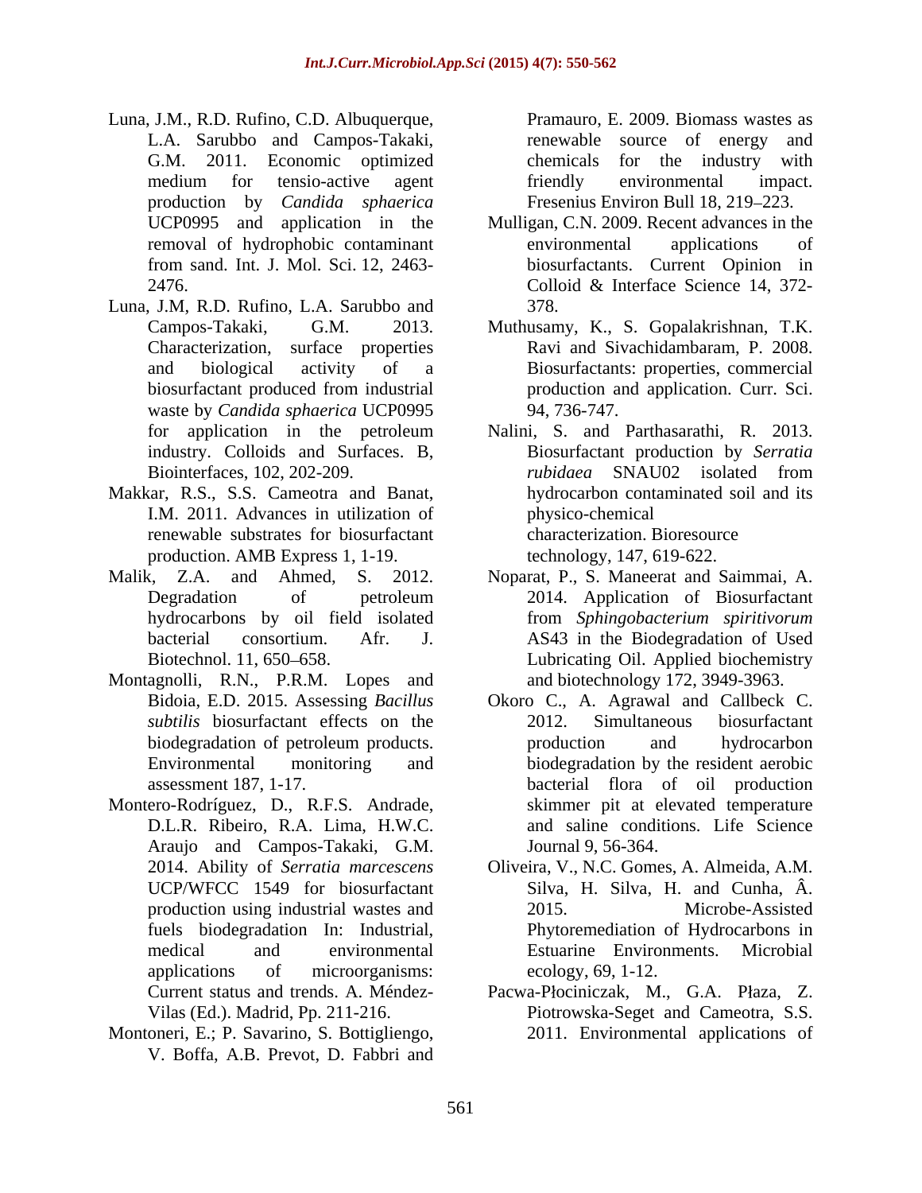Luna, J.M., R.D. Rufino, C.D. Albuquerque, L.A. Sarubbo and Campos-Takaki, G.M. 2011. Economic optimized medium for tensio-active agent production by *Candida sphaerica* UCP0995 and application in the removal of hydrophobic contaminant from sand. Int. J. Mol. Sci. 12, 2463-2476.

Luna, J.M, R.D. Rufino, L.A. Sarubbo and Campos-Takaki, G.M. 2013. Characterization, surface properties and biological activity of a biosurfactant produced from industrial waste by *Candida sphaerica* UCP0995 for application in the petroleum industry. Colloids and Surfaces. B, Biointerfaces, 102, 202-209.

Makkar, R.S., S.S. Cameotra and Banat, I.M. 2011. Advances in utilization of renewable substrates for biosurfactant production. AMB Express 1, 1-19.

Malik, Z.A. and Ahmed, S. 2012. Degradation of petroleum hydrocarbons by oil field isolated bacterial consortium. Afr. J. Biotechnol. 11, 650–658.

Montagnolli, R.N., P.R.M. Lopes and Bidoia, E.D. 2015. Assessing *Bacillus subtilis* biosurfactant effects on the biodegradation of petroleum products. Environmental monitoring and assessment 187, 1-17.

Montero-Rodríguez, D., R.F.S. Andrade, D.L.R. Ribeiro, R.A. Lima, H.W.C. Araujo and Campos-Takaki, G.M. 2014. Ability of *Serratia marcescens* UCP/WFCC 1549 for biosurfactant production using industrial wastes and fuels biodegradation In: Industrial, medical and environmental applications of microorganisms: Current status and trends. A. Méndez-Vilas (Ed.). Madrid, Pp. 211-216.

Montoneri, E.; P. Savarino, S. Bottigliengo, V. Boffa, A.B. Prevot, D. Fabbri and Pramauro, E. 2009. Biomass wastes as renewable source of energy and chemicals for the industry with friendly environmental impact. Fresenius Environ Bull 18, 219–223.

Mulligan, C.N. 2009. Recent advances in the environmental applications of biosurfactants. Current Opinion in Colloid & Interface Science 14, 372-378.

Muthusamy, K., S. Gopalakrishnan, T.K. Ravi and Sivachidambaram, P. 2008. Biosurfactants: properties, commercial production and application. Curr. Sci. 94, 736-747.

Nalini, S. and Parthasarathi, R. 2013. Biosurfactant production by *Serratia rubidaea* SNAU02 isolated from hydrocarbon contaminated soil and its physico-chemical characterization. Bioresource technology, 147, 619-622.

Noparat, P., S. Maneerat and Saimmai, A. 2014. Application of Biosurfactant from *Sphingobacterium spiritivorum* AS43 in the Biodegradation of Used Lubricating Oil. Applied biochemistry and biotechnology 172, 3949-3963.

Okoro C., A. Agrawal and Callbeck C. 2012. Simultaneous biosurfactant production and hydrocarbon biodegradation by the resident aerobic bacterial flora of oil production skimmer pit at elevated temperature and saline conditions. Life Science Journal 9, 56-364.

Oliveira, V., N.C. Gomes, A. Almeida, A.M. Silva, H. Silva, H. and Cunha, Â. 2015. Microbe-Assisted Phytoremediation of Hydrocarbons in Estuarine Environments. Microbial ecology, 69, 1-12.

Pacwa-Płociniczak, M., G.A. Płaza, Z. Piotrowska-Seget and Cameotra, S.S. 2011. Environmental applications of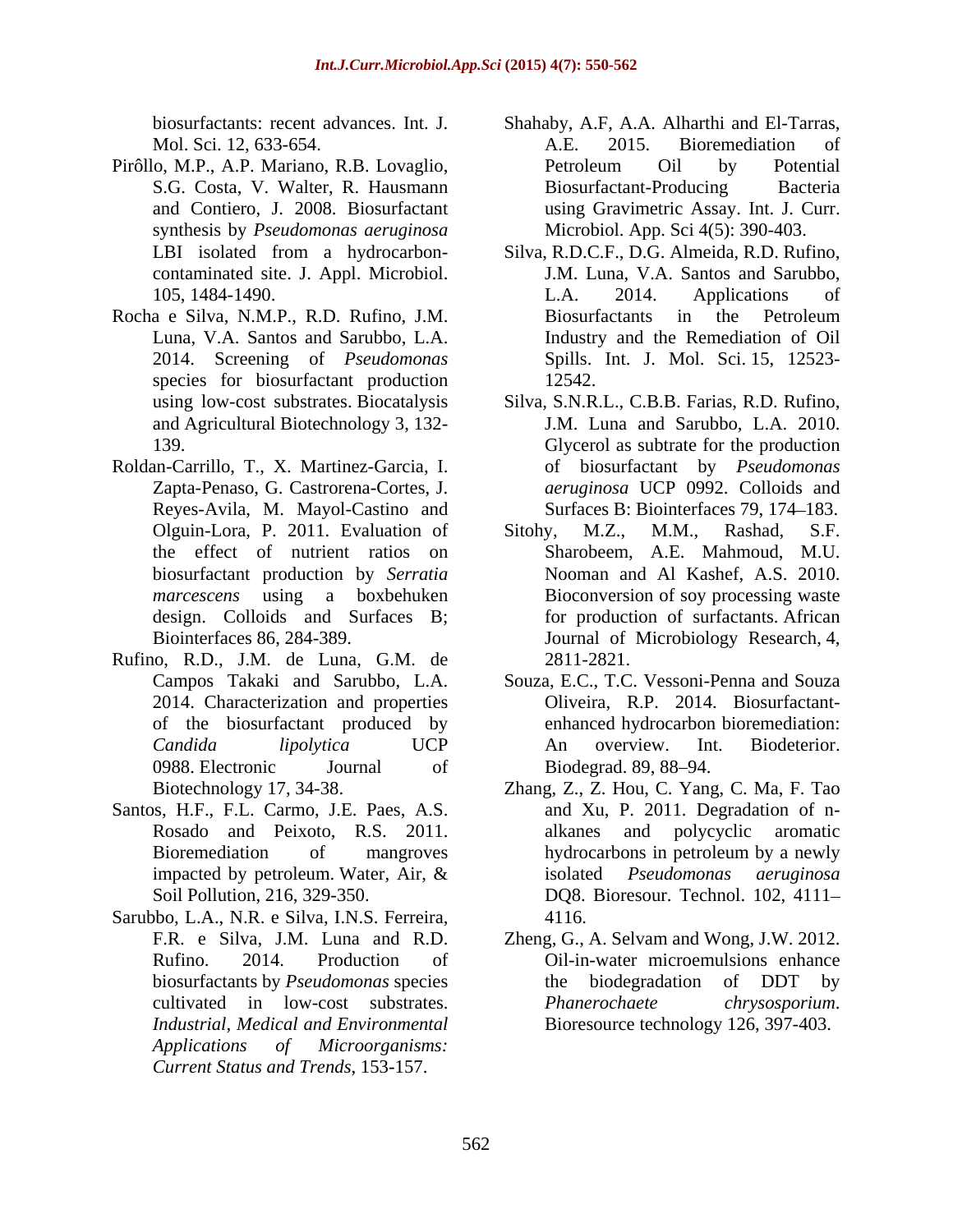biosurfactants: recent advances. Int. J. Mol. Sci. 12, 633-654.

Pirôllo, M.P., A.P. Mariano, R.B. Lovaglio, S.G. Costa, V. Walter, R. Hausmann and Contiero, J. 2008. Biosurfactant synthesis by *Pseudomonas aeruginosa* LBI isolated from a hydrocarbon-contaminated site. J. Appl. Microbiol. 105, 1484-1490.

Rocha e Silva, N.M.P., R.D. Rufino, J.M. Luna, V.A. Santos and Sarubbo, L.A. 2014. Screening of *Pseudomonas* species for biosurfactant production using low-cost substrates. Biocatalysis and Agricultural Biotechnology 3, 132-139.

Roldan-Carrillo, T., X. Martinez-Garcia, I. Zapta-Penaso, G. Castrorena-Cortes, J. Reyes-Avila, M. Mayol-Castino and Olguin-Lora, P. 2011. Evaluation of the effect of nutrient ratios on biosurfactant production by *Serratia marcescens* using a boxbehuken design. Colloids and Surfaces B; Biointerfaces 86, 284-389.

Rufino, R.D., J.M. de Luna, G.M. de Campos Takaki and Sarubbo, L.A. 2014. Characterization and properties of the biosurfactant produced by *Candida lipolytica* UCP 0988. Electronic Journal of Biotechnology 17, 34-38.

Santos, H.F., F.L. Carmo, J.E. Paes, A.S. Rosado and Peixoto, R.S. 2011. Bioremediation of mangroves impacted by petroleum. Water, Air, & Soil Pollution, 216, 329-350.

Sarubbo, L.A., N.R. e Silva, I.N.S. Ferreira, F.R. e Silva, J.M. Luna and R.D. Rufino. 2014. Production of biosurfactants by *Pseudomonas* species cultivated in low-cost substrates. *Industrial, Medical and Environmental Applications of Microorganisms: Current Status and Trends*, 153-157.

Shahaby, A.F, A.A. Alharthi and El-Tarras, A.E. 2015. Bioremediation of Petroleum Oil by Potential Biosurfactant-Producing Bacteria using Gravimetric Assay. Int. J. Curr. Microbiol. App. Sci 4(5): 390-403.

Silva, R.D.C.F., D.G. Almeida, R.D. Rufino, J.M. Luna, V.A. Santos and Sarubbo, L.A. 2014. Applications of Biosurfactants in the Petroleum Industry and the Remediation of Oil Spills. Int. J. Mol. Sci. 15, 12523-12542.

Silva, S.N.R.L., C.B.B. Farias, R.D. Rufino, J.M. Luna and Sarubbo, L.A. 2010. Glycerol as subtrate for the production of biosurfactant by *Pseudomonas aeruginosa* UCP 0992. Colloids and Surfaces B: Biointerfaces 79, 174–183.

Sitohy, M.Z., M.M., Rashad, S.F. Sharobeem, A.E. Mahmoud, M.U. Nooman and Al Kashef, A.S. 2010. Bioconversion of soy processing waste for production of surfactants. African Journal of Microbiology Research, 4, 2811-2821.

Souza, E.C., T.C. Vessoni-Penna and Souza Oliveira, R.P. 2014. Biosurfactant-enhanced hydrocarbon bioremediation: An overview. Int. Biodeterior. Biodegrad. 89, 88–94.

Zhang, Z., Z. Hou, C. Yang, C. Ma, F. Tao and Xu, P. 2011. Degradation of n-alkanes and polycyclic aromatic hydrocarbons in petroleum by a newly isolated *Pseudomonas aeruginosa* DQ8. Bioresour. Technol. 102, 4111–4116.

Zheng, G., A. Selvam and Wong, J.W. 2012. Oil-in-water microemulsions enhance the biodegradation of DDT by *Phanerochaete chrysosporium*. Bioresource technology 126, 397-403.